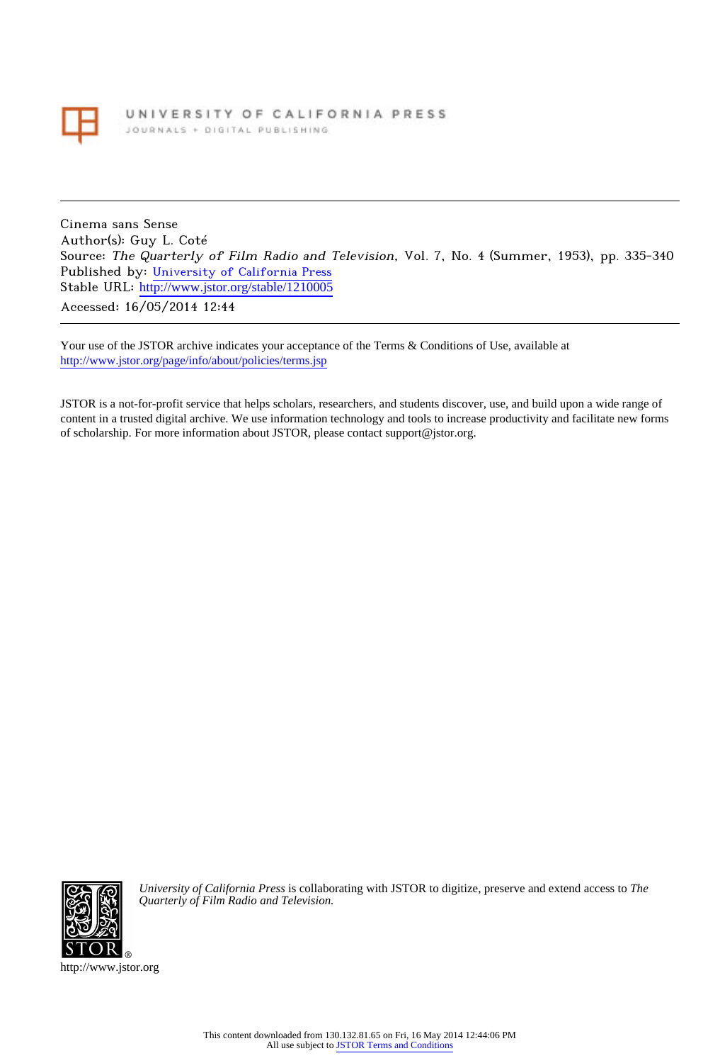UNIVERSITY OF CALIFORNIA PRESS

JOURNALS + DIGITAL PUBLISHING

---

Cinema sans Sense
Author(s): Guy L. Coté
Source: *The Quarterly of Film Radio and Television*, Vol. 7, No. 4 (Summer, 1953), pp. 335-340
Published by: University of California Press
Stable URL: http://www.jstor.org/stable/1210005
Accessed: 16/05/2014 12:44

---

Your use of the JSTOR archive indicates your acceptance of the Terms & Conditions of Use, available at
http://www.jstor.org/page/info/about/policies/terms.jsp

JSTOR is a not-for-profit service that helps scholars, researchers, and students discover, use, and build upon a wide range of content in a trusted digital archive. We use information technology and tools to increase productivity and facilitate new forms of scholarship. For more information about JSTOR, please contact support@jstor.org.

*University of California Press* is collaborating with JSTOR to digitize, preserve and extend access to *The Quarterly of Film Radio and Television.*

http://www.jstor.org

This content downloaded from 130.132.81.65 on Fri, 16 May 2014 12:44:06 PM
All use subject to JSTOR Terms and Conditions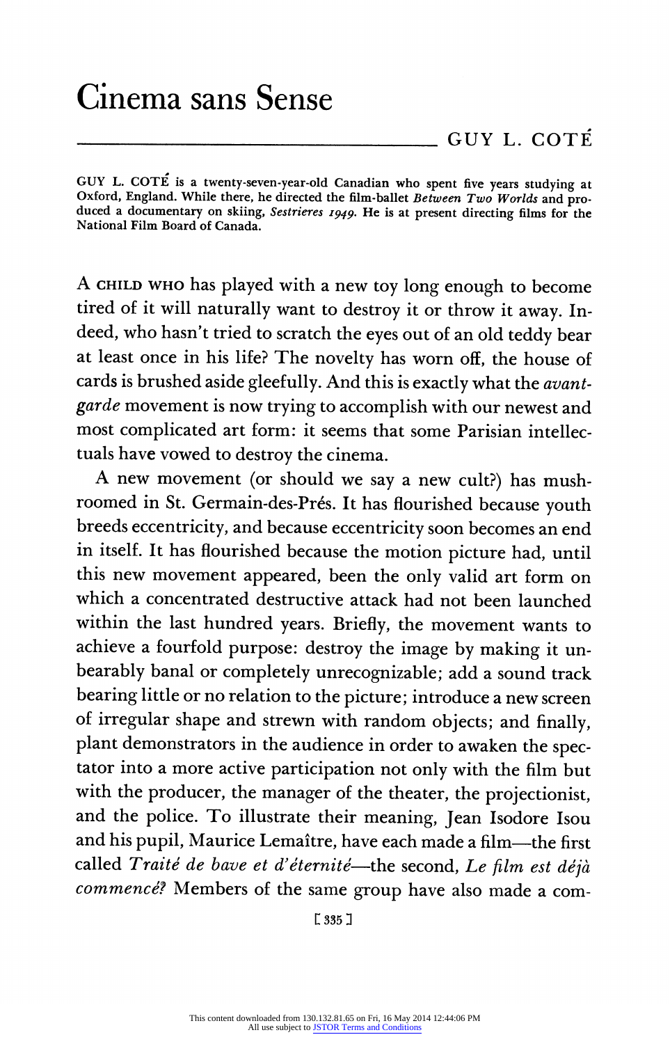# Cinema sans Sense

GUY L. COTÉ

GUY L. COTÉ is a twenty-seven-year-old Canadian who spent five years studying at Oxford, England. While there, he directed the film-ballet *Between Two Worlds* and produced a documentary on skiing, *Sestrieres 1949*. He is at present directing films for the National Film Board of Canada.

A CHILD WHO has played with a new toy long enough to become tired of it will naturally want to destroy it or throw it away. Indeed, who hasn't tried to scratch the eyes out of an old teddy bear at least once in his life? The novelty has worn off, the house of cards is brushed aside gleefully. And this is exactly what the *avant-garde* movement is now trying to accomplish with our newest and most complicated art form: it seems that some Parisian intellectuals have vowed to destroy the cinema.

A new movement (or should we say a new cult?) has mushroomed in St. Germain-des-Prés. It has flourished because youth breeds eccentricity, and because eccentricity soon becomes an end in itself. It has flourished because the motion picture had, until this new movement appeared, been the only valid art form on which a concentrated destructive attack had not been launched within the last hundred years. Briefly, the movement wants to achieve a fourfold purpose: destroy the image by making it unbearably banal or completely unrecognizable; add a sound track bearing little or no relation to the picture; introduce a new screen of irregular shape and strewn with random objects; and finally, plant demonstrators in the audience in order to awaken the spectator into a more active participation not only with the film but with the producer, the manager of the theater, the projectionist, and the police. To illustrate their meaning, Jean Isodore Isou and his pupil, Maurice Lemaître, have each made a film—the first called *Traité de bave et d'éternité*—the second, *Le film est déjà commencé?* Members of the same group have also made a com-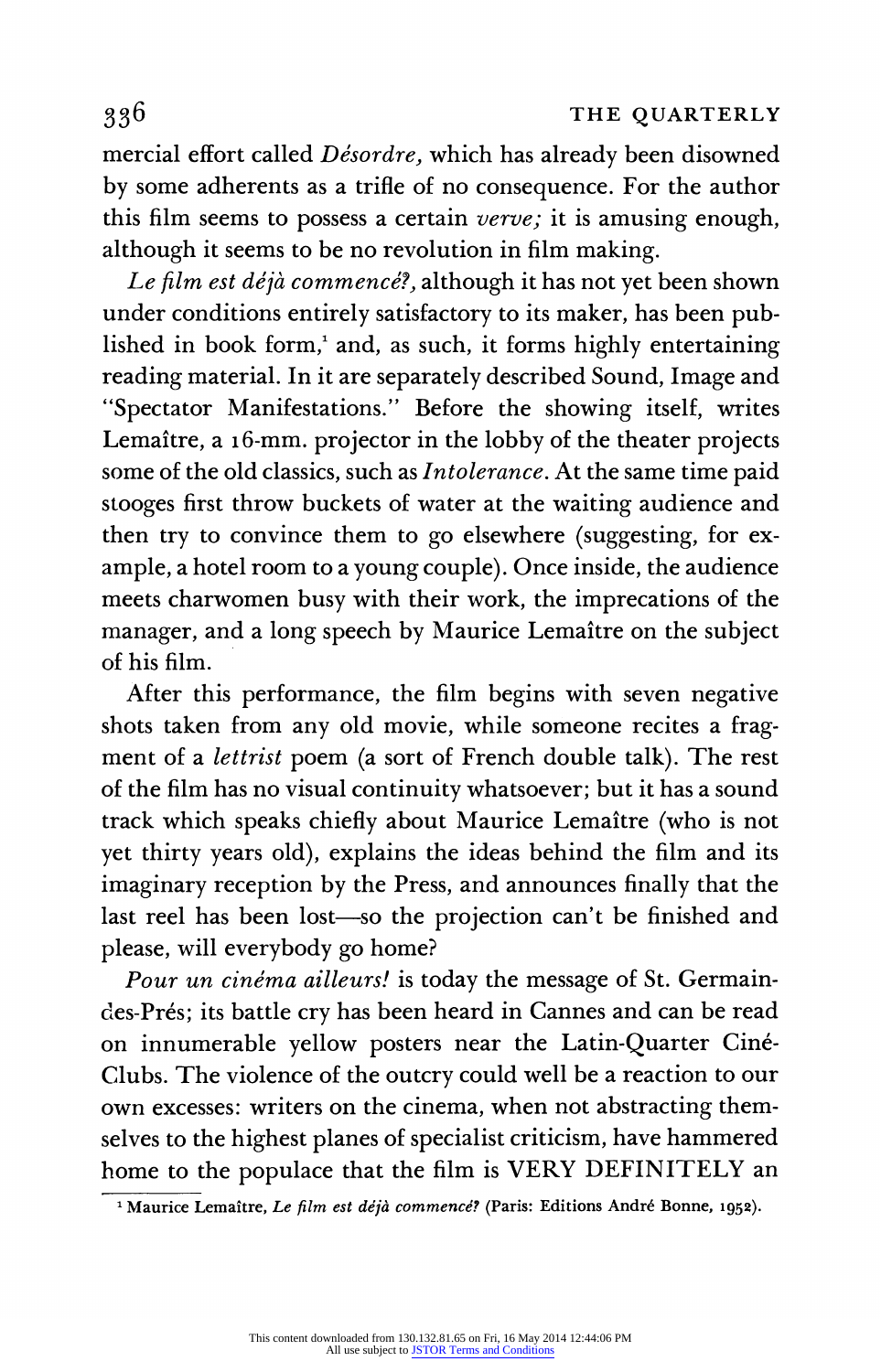mercial effort called *Désordre,* which has already been disowned by some adherents as a trifle of no consequence. For the author this film seems to possess a certain *verve;* it is amusing enough, although it seems to be no revolution in film making.

*Le film est déjà commencé?,* although it has not yet been shown under conditions entirely satisfactory to its maker, has been published in book form,[1] and, as such, it forms highly entertaining reading material. In it are separately described Sound, Image and "Spectator Manifestations." Before the showing itself, writes Lemaître, a 16-mm. projector in the lobby of the theater projects some of the old classics, such as *Intolerance.* At the same time paid stooges first throw buckets of water at the waiting audience and then try to convince them to go elsewhere (suggesting, for example, a hotel room to a young couple). Once inside, the audience meets charwomen busy with their work, the imprecations of the manager, and a long speech by Maurice Lemaître on the subject of his film.

After this performance, the film begins with seven negative shots taken from any old movie, while someone recites a fragment of a *lettrist* poem (a sort of French double talk). The rest of the film has no visual continuity whatsoever; but it has a sound track which speaks chiefly about Maurice Lemaître (who is not yet thirty years old), explains the ideas behind the film and its imaginary reception by the Press, and announces finally that the last reel has been lost—so the projection can't be finished and please, will everybody go home?

*Pour un cinéma ailleurs!* is today the message of St. Germain-des-Prés; its battle cry has been heard in Cannes and can be read on innumerable yellow posters near the Latin-Quarter Ciné-Clubs. The violence of the outcry could well be a reaction to our own excesses: writers on the cinema, when not abstracting themselves to the highest planes of specialist criticism, have hammered home to the populace that the film is VERY DEFINITELY an

[1] Maurice Lemaître, *Le film est déjà commencé?* (Paris: Editions André Bonne, 1952).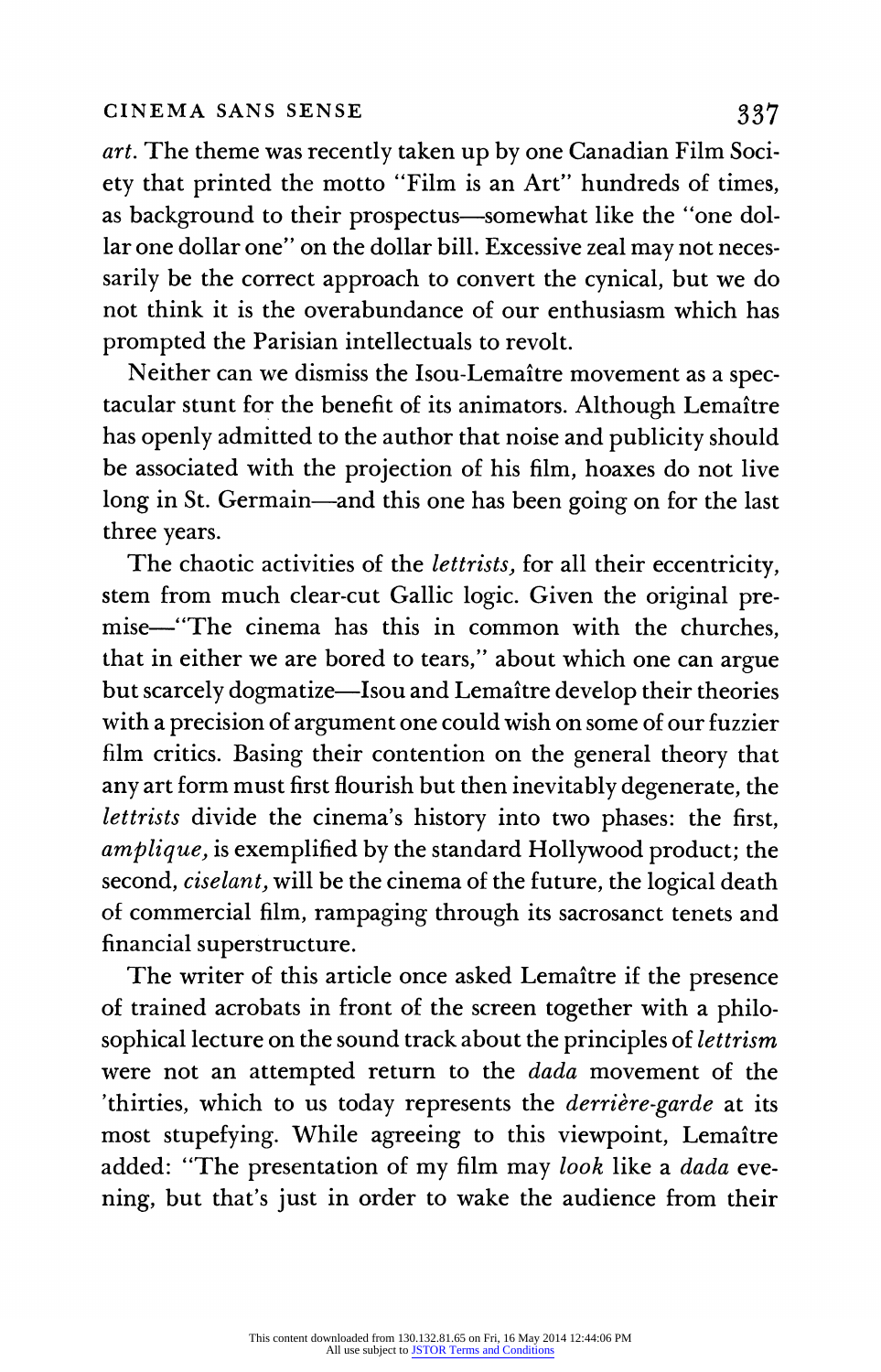*art.* The theme was recently taken up by one Canadian Film Society that printed the motto "Film is an Art" hundreds of times, as background to their prospectus—somewhat like the "one dollar one dollar one" on the dollar bill. Excessive zeal may not necessarily be the correct approach to convert the cynical, but we do not think it is the overabundance of our enthusiasm which has prompted the Parisian intellectuals to revolt.

Neither can we dismiss the Isou-Lemaître movement as a spectacular stunt for the benefit of its animators. Although Lemaître has openly admitted to the author that noise and publicity should be associated with the projection of his film, hoaxes do not live long in St. Germain—and this one has been going on for the last three years.

The chaotic activities of the *lettrists,* for all their eccentricity, stem from much clear-cut Gallic logic. Given the original premise—"The cinema has this in common with the churches, that in either we are bored to tears," about which one can argue but scarcely dogmatize—Isou and Lemaître develop their theories with a precision of argument one could wish on some of our fuzzier film critics. Basing their contention on the general theory that any art form must first flourish but then inevitably degenerate, the *lettrists* divide the cinema's history into two phases: the first, *amplique,* is exemplified by the standard Hollywood product; the second, *ciselant,* will be the cinema of the future, the logical death of commercial film, rampaging through its sacrosanct tenets and financial superstructure.

The writer of this article once asked Lemaître if the presence of trained acrobats in front of the screen together with a philosophical lecture on the sound track about the principles of *lettrism* were not an attempted return to the *dada* movement of the 'thirties, which to us today represents the *derrière-garde* at its most stupefying. While agreeing to this viewpoint, Lemaître added: "The presentation of my film may *look* like a *dada* evening, but that's just in order to wake the audience from their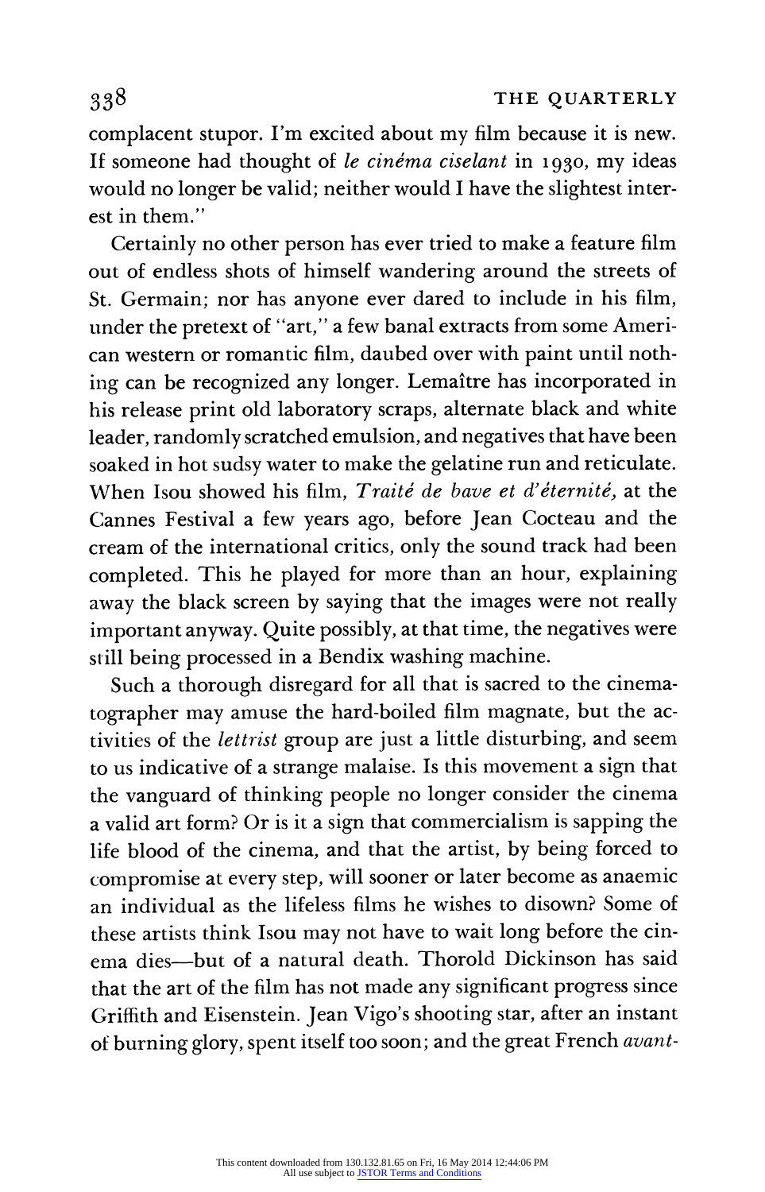complacent stupor. I'm excited about my film because it is new. If someone had thought of *le cinéma ciselant* in 1930, my ideas would no longer be valid; neither would I have the slightest interest in them."

Certainly no other person has ever tried to make a feature film out of endless shots of himself wandering around the streets of St. Germain; nor has anyone ever dared to include in his film, under the pretext of "art," a few banal extracts from some American western or romantic film, daubed over with paint until nothing can be recognized any longer. Lemaître has incorporated in his release print old laboratory scraps, alternate black and white leader, randomly scratched emulsion, and negatives that have been soaked in hot sudsy water to make the gelatine run and reticulate. When Isou showed his film, *Traité de bave et d'éternité,* at the Cannes Festival a few years ago, before Jean Cocteau and the cream of the international critics, only the sound track had been completed. This he played for more than an hour, explaining away the black screen by saying that the images were not really important anyway. Quite possibly, at that time, the negatives were still being processed in a Bendix washing machine.

Such a thorough disregard for all that is sacred to the cinematographer may amuse the hard-boiled film magnate, but the activities of the *lettrist* group are just a little disturbing, and seem to us indicative of a strange malaise. Is this movement a sign that the vanguard of thinking people no longer consider the cinema a valid art form? Or is it a sign that commercialism is sapping the life blood of the cinema, and that the artist, by being forced to compromise at every step, will sooner or later become as anaemic an individual as the lifeless films he wishes to disown? Some of these artists think Isou may not have to wait long before the cinema dies—but of a natural death. Thorold Dickinson has said that the art of the film has not made any significant progress since Griffith and Eisenstein. Jean Vigo's shooting star, after an instant of burning glory, spent itself too soon; and the great French *avant-*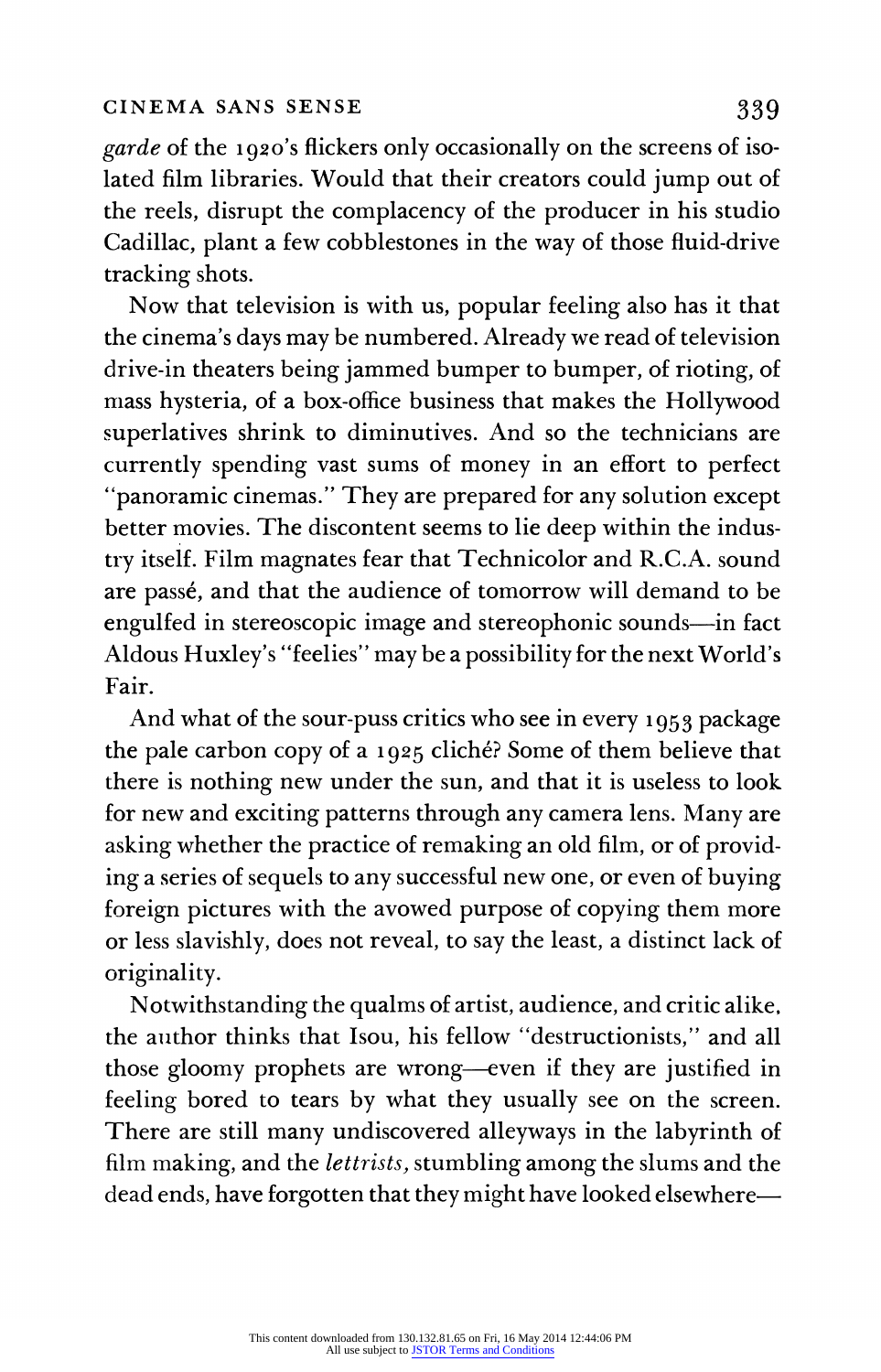*garde* of the 1920's flickers only occasionally on the screens of isolated film libraries. Would that their creators could jump out of the reels, disrupt the complacency of the producer in his studio Cadillac, plant a few cobblestones in the way of those fluid-drive tracking shots.

Now that television is with us, popular feeling also has it that the cinema's days may be numbered. Already we read of television drive-in theaters being jammed bumper to bumper, of rioting, of mass hysteria, of a box-office business that makes the Hollywood superlatives shrink to diminutives. And so the technicians are currently spending vast sums of money in an effort to perfect "panoramic cinemas." They are prepared for any solution except better movies. The discontent seems to lie deep within the industry itself. Film magnates fear that Technicolor and R.C.A. sound are passé, and that the audience of tomorrow will demand to be engulfed in stereoscopic image and stereophonic sounds—in fact Aldous Huxley's "feelies" may be a possibility for the next World's Fair.

And what of the sour-puss critics who see in every 1953 package the pale carbon copy of a 1925 cliché? Some of them believe that there is nothing new under the sun, and that it is useless to look for new and exciting patterns through any camera lens. Many are asking whether the practice of remaking an old film, or of providing a series of sequels to any successful new one, or even of buying foreign pictures with the avowed purpose of copying them more or less slavishly, does not reveal, to say the least, a distinct lack of originality.

Notwithstanding the qualms of artist, audience, and critic alike, the author thinks that Isou, his fellow "destructionists," and all those gloomy prophets are wrong—even if they are justified in feeling bored to tears by what they usually see on the screen. There are still many undiscovered alleyways in the labyrinth of film making, and the *lettrists*, stumbling among the slums and the dead ends, have forgotten that they might have looked elsewhere—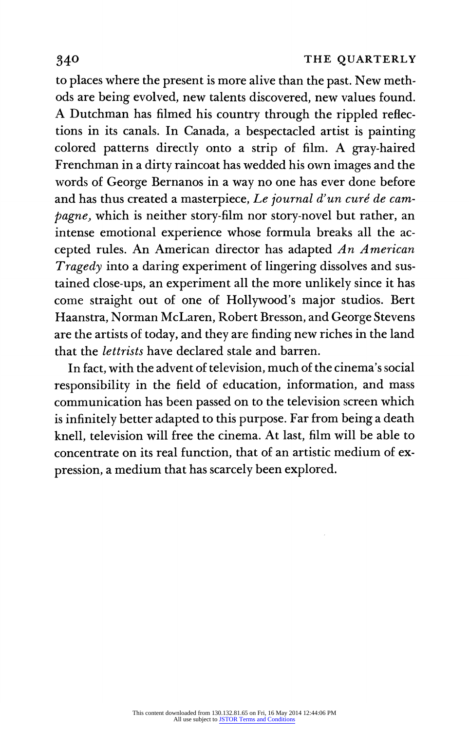to places where the present is more alive than the past. New methods are being evolved, new talents discovered, new values found. A Dutchman has filmed his country through the rippled reflections in its canals. In Canada, a bespectacled artist is painting colored patterns directly onto a strip of film. A gray-haired Frenchman in a dirty raincoat has wedded his own images and the words of George Bernanos in a way no one has ever done before and has thus created a masterpiece, *Le journal d'un curé de campagne,* which is neither story-film nor story-novel but rather, an intense emotional experience whose formula breaks all the accepted rules. An American director has adapted *An American Tragedy* into a daring experiment of lingering dissolves and sustained close-ups, an experiment all the more unlikely since it has come straight out of one of Hollywood's major studios. Bert Haanstra, Norman McLaren, Robert Bresson, and George Stevens are the artists of today, and they are finding new riches in the land that the *lettrists* have declared stale and barren.

In fact, with the advent of television, much of the cinema's social responsibility in the field of education, information, and mass communication has been passed on to the television screen which is infinitely better adapted to this purpose. Far from being a death knell, television will free the cinema. At last, film will be able to concentrate on its real function, that of an artistic medium of expression, a medium that has scarcely been explored.